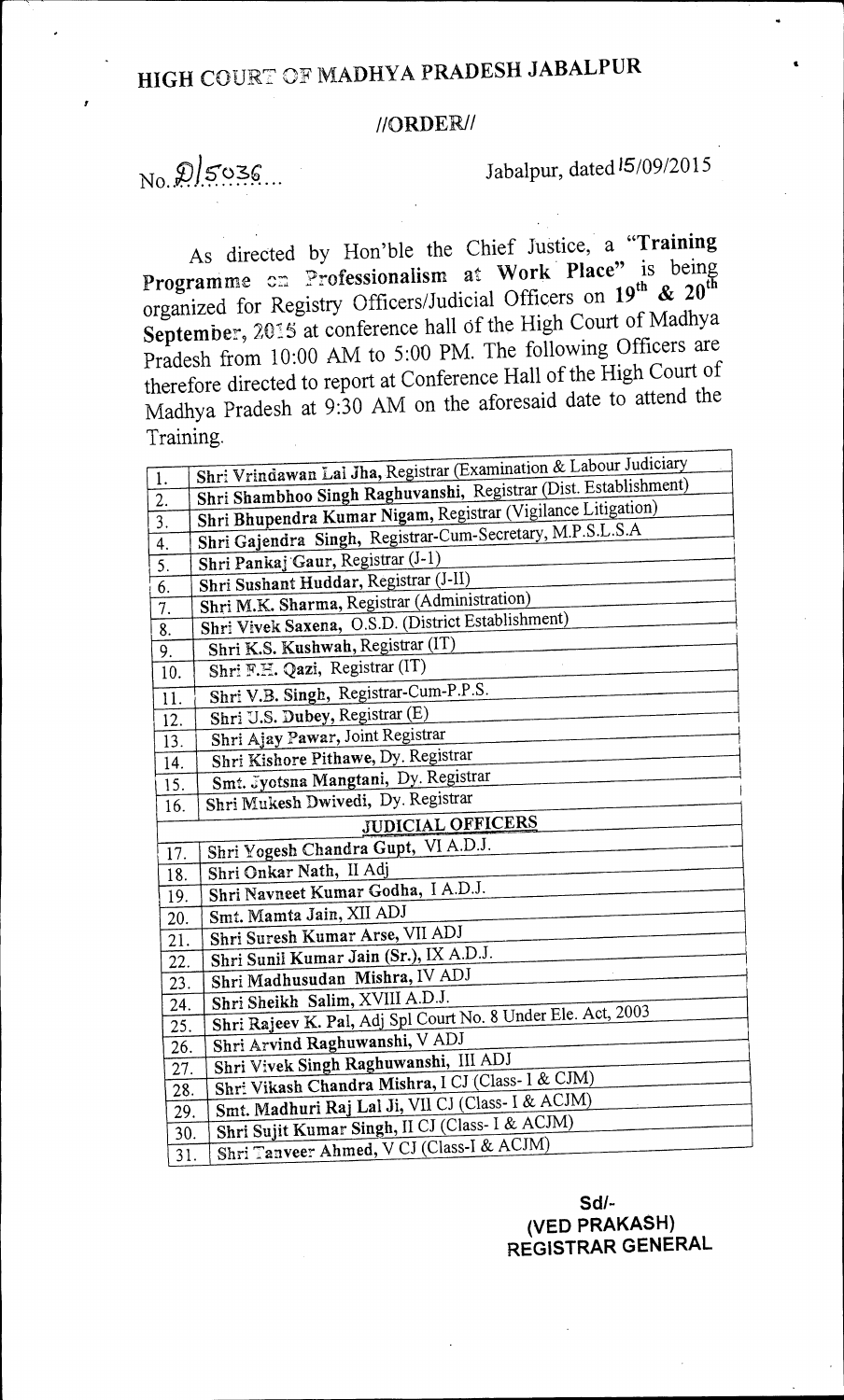# HIGH COURT OF MADHYA PRADESH JABALPUR

## //ORDER//

No. D/5036...                                                Jabalpur, dated 15/09/2015

As directed by Hon'ble the Chief Justice, a **"Training Programme on Professionalism at Work Place"** is being organized for Registry Officers/Judicial Officers on **19th & 20th September, 2015** at conference hall of the High Court of Madhya Pradesh from 10:00 AM to 5:00 PM. The following Officers are therefore directed to report at Conference Hall of the High Court of Madhya Pradesh at 9:30 AM on the aforesaid date to attend the Training.

| | |
|---|---|
| 1. | **Shri Vrindawan Lal Jha**, Registrar (Examination & Labour Judiciary |
| 2. | **Shri Shambhoo Singh Raghuvanshi**, Registrar (Dist. Establishment) |
| 3. | **Shri Bhupendra Kumar Nigam**, Registrar (Vigilance Litigation) |
| 4. | **Shri Gajendra Singh**, Registrar-Cum-Secretary, M.P.S.L.S.A |
| 5. | **Shri Pankaj Gaur**, Registrar (J-1) |
| 6. | **Shri Sushant Huddar**, Registrar (J-II) |
| 7. | **Shri M.K. Sharma**, Registrar (Administration) |
| 8. | **Shri Vivek Saxena**, O.S.D. (District Establishment) |
| 9. | **Shri K.S. Kushwah**, Registrar (IT) |
| 10. | **Shri F.H. Qazi**, Registrar (IT) |
| 11. | **Shri V.B. Singh**, Registrar-Cum-P.P.S. |
| 12. | **Shri U.S. Dubey**, Registrar (E) |
| 13. | **Shri Ajay Pawar**, Joint Registrar |
| 14. | **Shri Kishore Pithawe**, Dy. Registrar |
| 15. | **Smt. Jyotsna Mangtani**, Dy. Registrar |
| 16. | **Shri Mukesh Dwivedi**, Dy. Registrar |
| | **JUDICIAL OFFICERS** |
| 17. | **Shri Yogesh Chandra Gupt**, VI A.D.J. |
| 18. | **Shri Onkar Nath**, II Adj |
| 19. | **Shri Navneet Kumar Godha**, I A.D.J. |
| 20. | **Smt. Mamta Jain**, XII ADJ |
| 21. | **Shri Suresh Kumar Arse**, VII ADJ |
| 22. | **Shri Sunil Kumar Jain (Sr.)**, IX A.D.J. |
| 23. | **Shri Madhusudan Mishra**, IV ADJ |
| 24. | **Shri Sheikh Salim**, XVIII A.D.J. |
| 25. | **Shri Rajeev K. Pal**, Adj Spl Court No. 8 Under Ele. Act, 2003 |
| 26. | **Shri Arvind Raghuwanshi**, V ADJ |
| 27. | **Shri Vivek Singh Raghuwanshi**, III ADJ |
| 28. | **Shri Vikash Chandra Mishra**, I CJ (Class- I & CJM) |
| 29. | **Smt. Madhuri Raj Lal Ji**, VII CJ (Class- I & ACJM) |
| 30. | **Shri Sujit Kumar Singh**, II CJ (Class- I & ACJM) |
| 31. | **Shri Tanveer Ahmed**, V CJ (Class-I & ACJM) |

**Sd/-**
**(VED PRAKASH)**
**REGISTRAR GENERAL**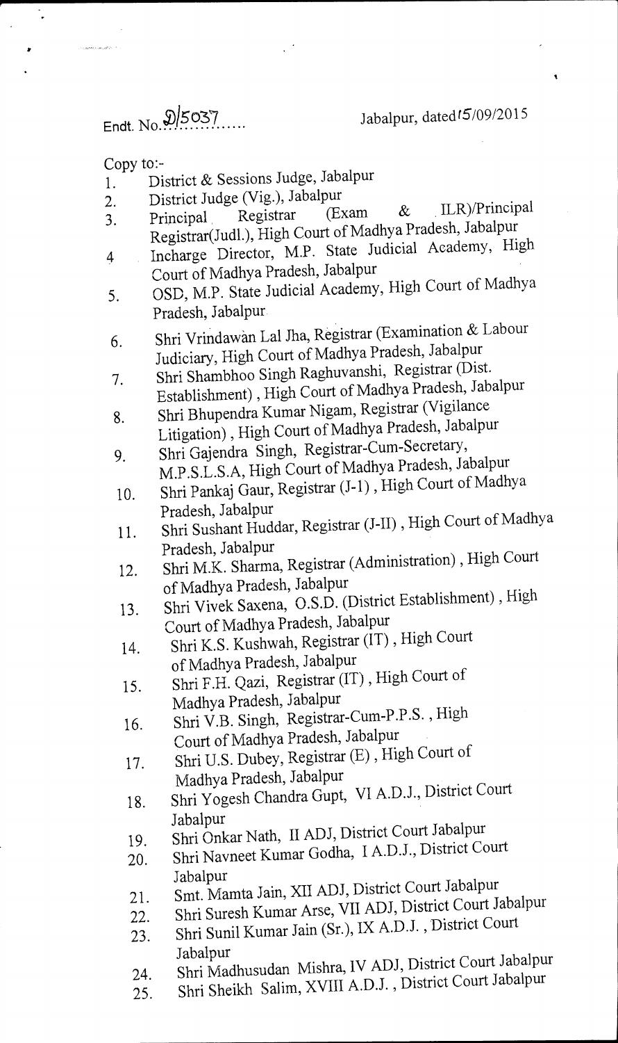Endt. No. D/5037.......　　　　　　Jabalpur, dated 15/09/2015

Copy to:-

1. District & Sessions Judge, Jabalpur
2. District Judge (Vig.), Jabalpur
3. Principal Registrar (Exam & ILR)/Principal Registrar(Judl.), High Court of Madhya Pradesh, Jabalpur
4. Incharge Director, M.P. State Judicial Academy, High Court of Madhya Pradesh, Jabalpur
5. OSD, M.P. State Judicial Academy, High Court of Madhya Pradesh, Jabalpur
6. Shri Vrindawan Lal Jha, Registrar (Examination & Labour Judiciary, High Court of Madhya Pradesh, Jabalpur
7. Shri Shambhoo Singh Raghuvanshi, Registrar (Dist. Establishment) , High Court of Madhya Pradesh, Jabalpur
8. Shri Bhupendra Kumar Nigam, Registrar (Vigilance Litigation) , High Court of Madhya Pradesh, Jabalpur
9. Shri Gajendra Singh, Registrar-Cum-Secretary, M.P.S.L.S.A, High Court of Madhya Pradesh, Jabalpur
10. Shri Pankaj Gaur, Registrar (J-1) , High Court of Madhya Pradesh, Jabalpur
11. Shri Sushant Huddar, Registrar (J-II) , High Court of Madhya Pradesh, Jabalpur
12. Shri M.K. Sharma, Registrar (Administration) , High Court of Madhya Pradesh, Jabalpur
13. Shri Vivek Saxena, O.S.D. (District Establishment) , High Court of Madhya Pradesh, Jabalpur
14. Shri K.S. Kushwah, Registrar (IT) , High Court of Madhya Pradesh, Jabalpur
15. Shri F.H. Qazi, Registrar (IT) , High Court of Madhya Pradesh, Jabalpur
16. Shri V.B. Singh, Registrar-Cum-P.P.S. , High Court of Madhya Pradesh, Jabalpur
17. Shri U.S. Dubey, Registrar (E) , High Court of Madhya Pradesh, Jabalpur
18. Shri Yogesh Chandra Gupt, VI A.D.J., District Court Jabalpur
19. Shri Onkar Nath, II ADJ, District Court Jabalpur
20. Shri Navneet Kumar Godha, I A.D.J., District Court Jabalpur
21. Smt. Mamta Jain, XII ADJ, District Court Jabalpur
22. Shri Suresh Kumar Arse, VII ADJ, District Court Jabalpur
23. Shri Sunil Kumar Jain (Sr.), IX A.D.J. , District Court Jabalpur
24. Shri Madhusudan Mishra, IV ADJ, District Court Jabalpur
25. Shri Sheikh Salim, XVIII A.D.J. , District Court Jabalpur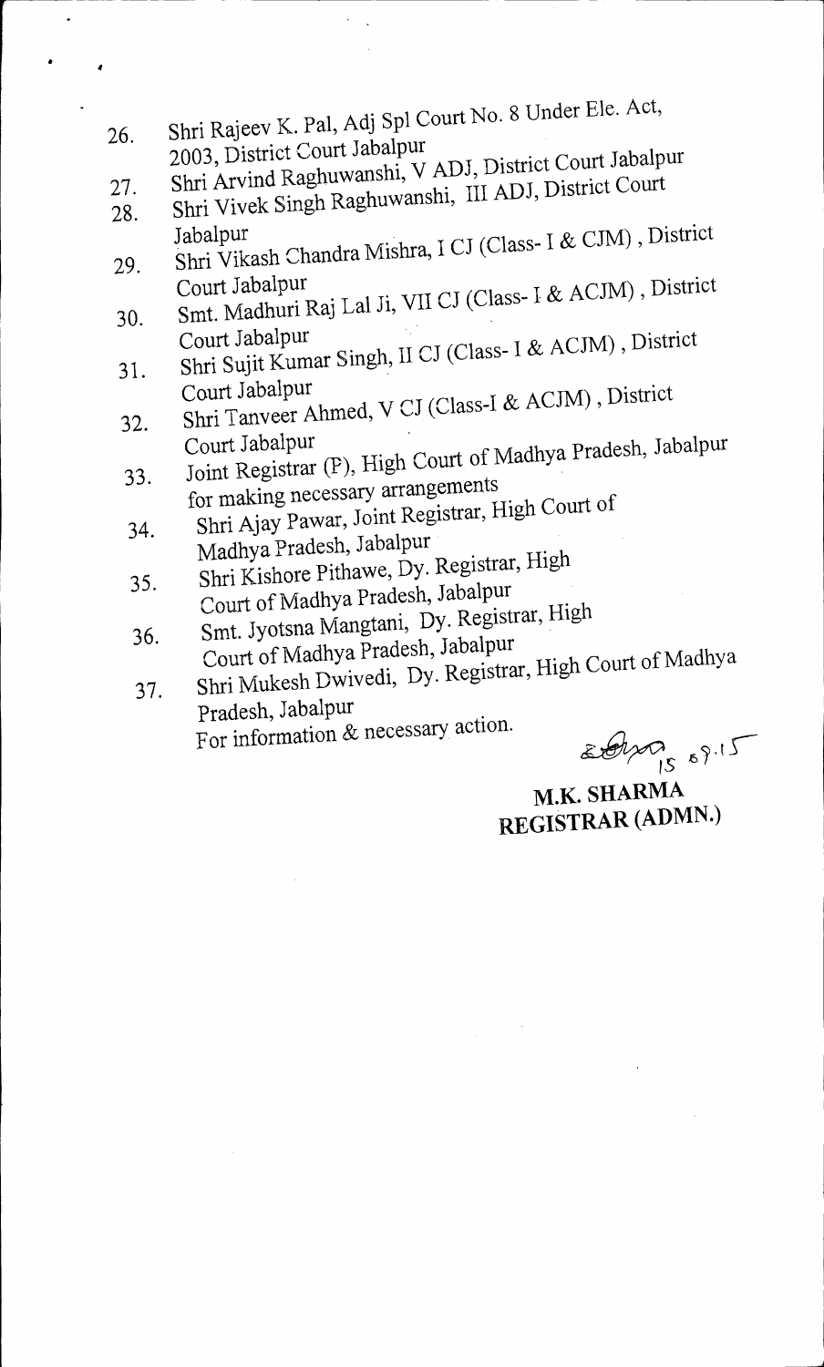26. Shri Rajeev K. Pal, Adj Spl Court No. 8 Under Ele. Act, 2003, District Court Jabalpur
27. Shri Arvind Raghuwanshi, V ADJ, District Court Jabalpur
28. Shri Vivek Singh Raghuwanshi, III ADJ, District Court Jabalpur
29. Shri Vikash Chandra Mishra, I CJ (Class- I & CJM), District Court Jabalpur
30. Smt. Madhuri Raj Lal Ji, VII CJ (Class- I & ACJM), District Court Jabalpur
31. Shri Sujit Kumar Singh, II CJ (Class- I & ACJM), District Court Jabalpur
32. Shri Tanveer Ahmed, V CJ (Class-I & ACJM), District Court Jabalpur
33. Joint Registrar (P), High Court of Madhya Pradesh, Jabalpur for making necessary arrangements
34. Shri Ajay Pawar, Joint Registrar, High Court of Madhya Pradesh, Jabalpur
35. Shri Kishore Pithawe, Dy. Registrar, High Court of Madhya Pradesh, Jabalpur
36. Smt. Jyotsna Mangtani, Dy. Registrar, High Court of Madhya Pradesh, Jabalpur
37. Shri Mukesh Dwivedi, Dy. Registrar, High Court of Madhya Pradesh, Jabalpur

For information & necessary action.

15.09.15

**M.K. SHARMA**
**REGISTRAR (ADMN.)**